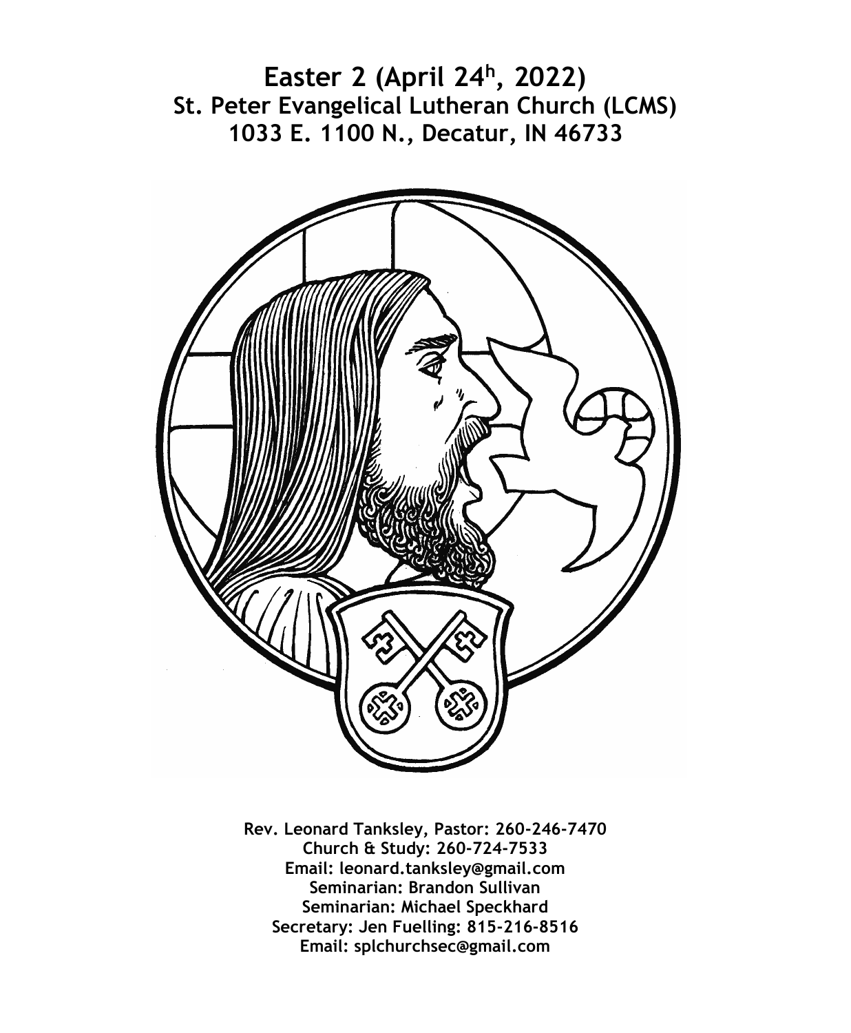# Easter 2 (April 24h, 2022)
## St. Peter Evangelical Lutheran Church (LCMS)
## 1033 E. 1100 N., Decatur, IN 46733

**Rev. Leonard Tanksley, Pastor: 260-246-7470**
**Church & Study: 260-724-7533**
**Email: leonard.tanksley@gmail.com**
**Seminarian: Brandon Sullivan**
**Seminarian: Michael Speckhard**
**Secretary: Jen Fuelling: 815-216-8516**
**Email: splchurchsec@gmail.com**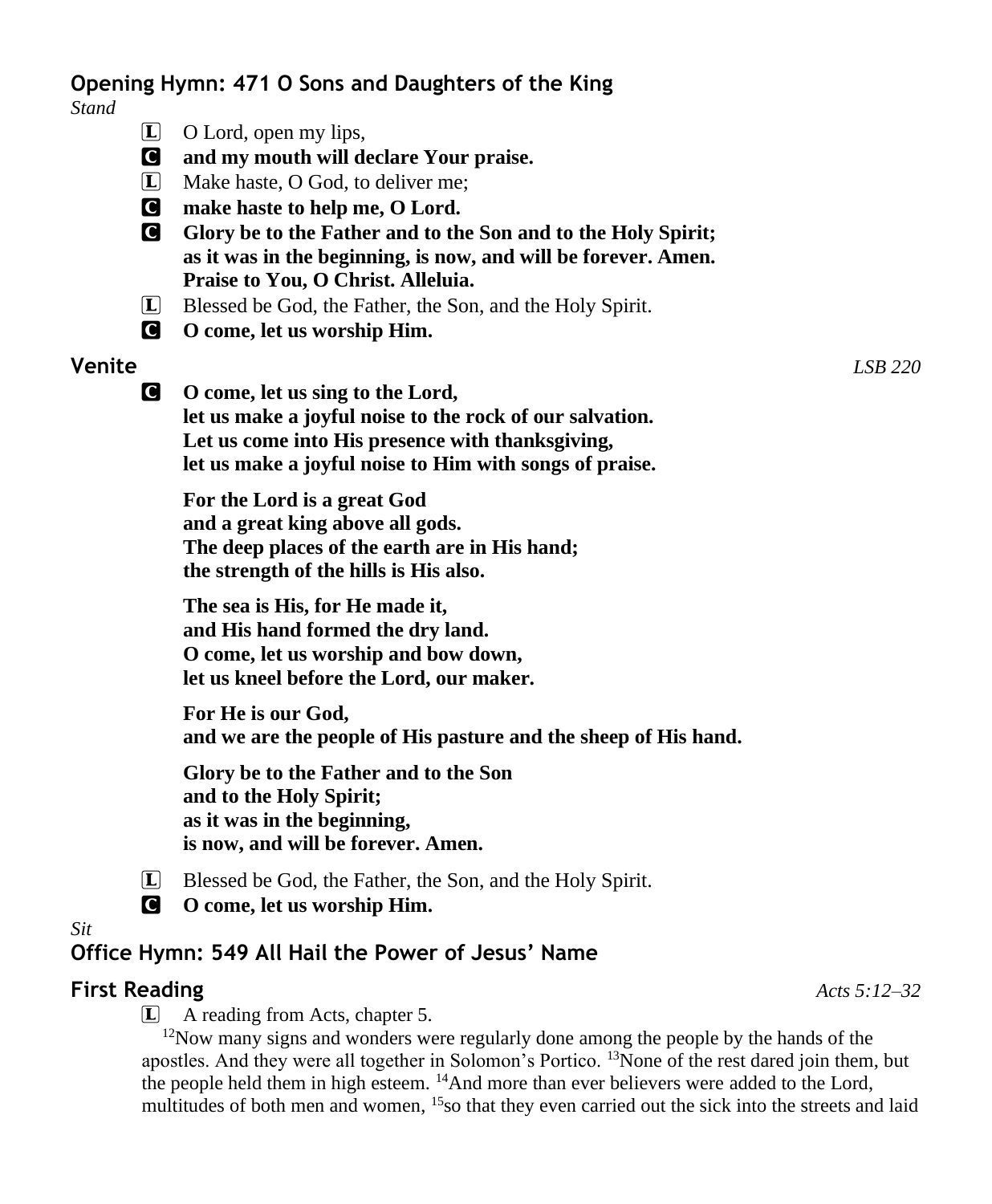## Opening Hymn: 471 O Sons and Daughters of the King

*Stand*

L O Lord, open my lips,

C **and my mouth will declare Your praise.**

L Make haste, O God, to deliver me;

C **make haste to help me, O Lord.**

C **Glory be to the Father and to the Son and to the Holy Spirit;
as it was in the beginning, is now, and will be forever. Amen.
Praise to You, O Christ. Alleluia.**

L Blessed be God, the Father, the Son, and the Holy Spirit.

C **O come, let us worship Him.**

## Venite

*LSB 220*

C **O come, let us sing to the Lord,
let us make a joyful noise to the rock of our salvation.
Let us come into His presence with thanksgiving,
let us make a joyful noise to Him with songs of praise.**

**For the Lord is a great God
and a great king above all gods.
The deep places of the earth are in His hand;
the strength of the hills is His also.**

**The sea is His, for He made it,
and His hand formed the dry land.
O come, let us worship and bow down,
let us kneel before the Lord, our maker.**

**For He is our God,
and we are the people of His pasture and the sheep of His hand.**

**Glory be to the Father and to the Son
and to the Holy Spirit;
as it was in the beginning,
is now, and will be forever. Amen.**

L Blessed be God, the Father, the Son, and the Holy Spirit.

C **O come, let us worship Him.**

*Sit*

## Office Hymn: 549 All Hail the Power of Jesus' Name

## First Reading

*Acts 5:12–32*

L A reading from Acts, chapter 5.

[12]Now many signs and wonders were regularly done among the people by the hands of the apostles. And they were all together in Solomon's Portico. [13]None of the rest dared join them, but the people held them in high esteem. [14]And more than ever believers were added to the Lord, multitudes of both men and women, [15]so that they even carried out the sick into the streets and laid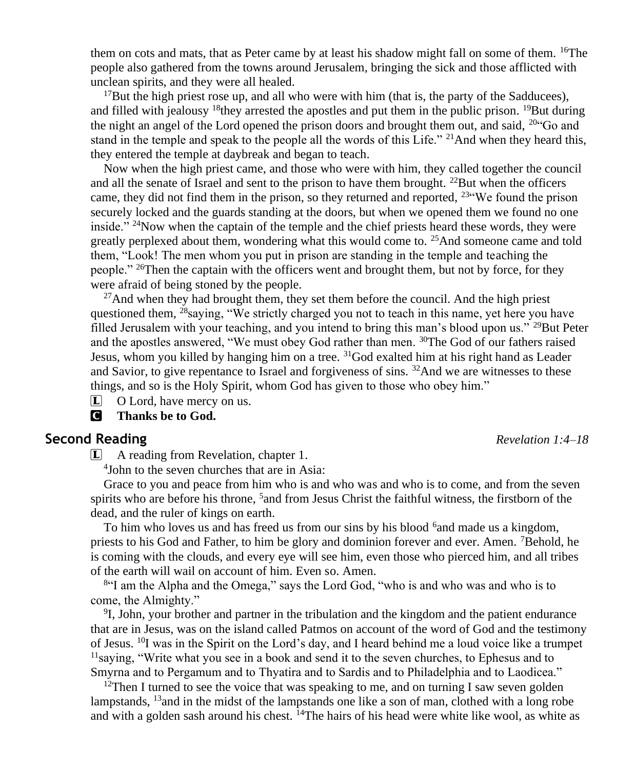them on cots and mats, that as Peter came by at least his shadow might fall on some of them. [16]The people also gathered from the towns around Jerusalem, bringing the sick and those afflicted with unclean spirits, and they were all healed.

[17]But the high priest rose up, and all who were with him (that is, the party of the Sadducees), and filled with jealousy [18]they arrested the apostles and put them in the public prison. [19]But during the night an angel of the Lord opened the prison doors and brought them out, and said, [20]"Go and stand in the temple and speak to the people all the words of this Life." [21]And when they heard this, they entered the temple at daybreak and began to teach.

Now when the high priest came, and those who were with him, they called together the council and all the senate of Israel and sent to the prison to have them brought. [22]But when the officers came, they did not find them in the prison, so they returned and reported, [23]"We found the prison securely locked and the guards standing at the doors, but when we opened them we found no one inside." [24]Now when the captain of the temple and the chief priests heard these words, they were greatly perplexed about them, wondering what this would come to. [25]And someone came and told them, "Look! The men whom you put in prison are standing in the temple and teaching the people." [26]Then the captain with the officers went and brought them, but not by force, for they were afraid of being stoned by the people.

[27]And when they had brought them, they set them before the council. And the high priest questioned them, [28]saying, "We strictly charged you not to teach in this name, yet here you have filled Jerusalem with your teaching, and you intend to bring this man's blood upon us." [29]But Peter and the apostles answered, "We must obey God rather than men. [30]The God of our fathers raised Jesus, whom you killed by hanging him on a tree. [31]God exalted him at his right hand as Leader and Savior, to give repentance to Israel and forgiveness of sins. [32]And we are witnesses to these things, and so is the Holy Spirit, whom God has given to those who obey him."

L O Lord, have mercy on us.

C **Thanks be to God.**

## Second Reading *Revelation 1:4–18*

L A reading from Revelation, chapter 1.

[4]John to the seven churches that are in Asia:

Grace to you and peace from him who is and who was and who is to come, and from the seven spirits who are before his throne, [5]and from Jesus Christ the faithful witness, the firstborn of the dead, and the ruler of kings on earth.

To him who loves us and has freed us from our sins by his blood [6]and made us a kingdom, priests to his God and Father, to him be glory and dominion forever and ever. Amen. [7]Behold, he is coming with the clouds, and every eye will see him, even those who pierced him, and all tribes of the earth will wail on account of him. Even so. Amen.

[8]"I am the Alpha and the Omega," says the Lord God, "who is and who was and who is to come, the Almighty."

[9]I, John, your brother and partner in the tribulation and the kingdom and the patient endurance that are in Jesus, was on the island called Patmos on account of the word of God and the testimony of Jesus. [10]I was in the Spirit on the Lord's day, and I heard behind me a loud voice like a trumpet [11]saying, "Write what you see in a book and send it to the seven churches, to Ephesus and to Smyrna and to Pergamum and to Thyatira and to Sardis and to Philadelphia and to Laodicea."

[12]Then I turned to see the voice that was speaking to me, and on turning I saw seven golden lampstands, [13]and in the midst of the lampstands one like a son of man, clothed with a long robe and with a golden sash around his chest. [14]The hairs of his head were white like wool, as white as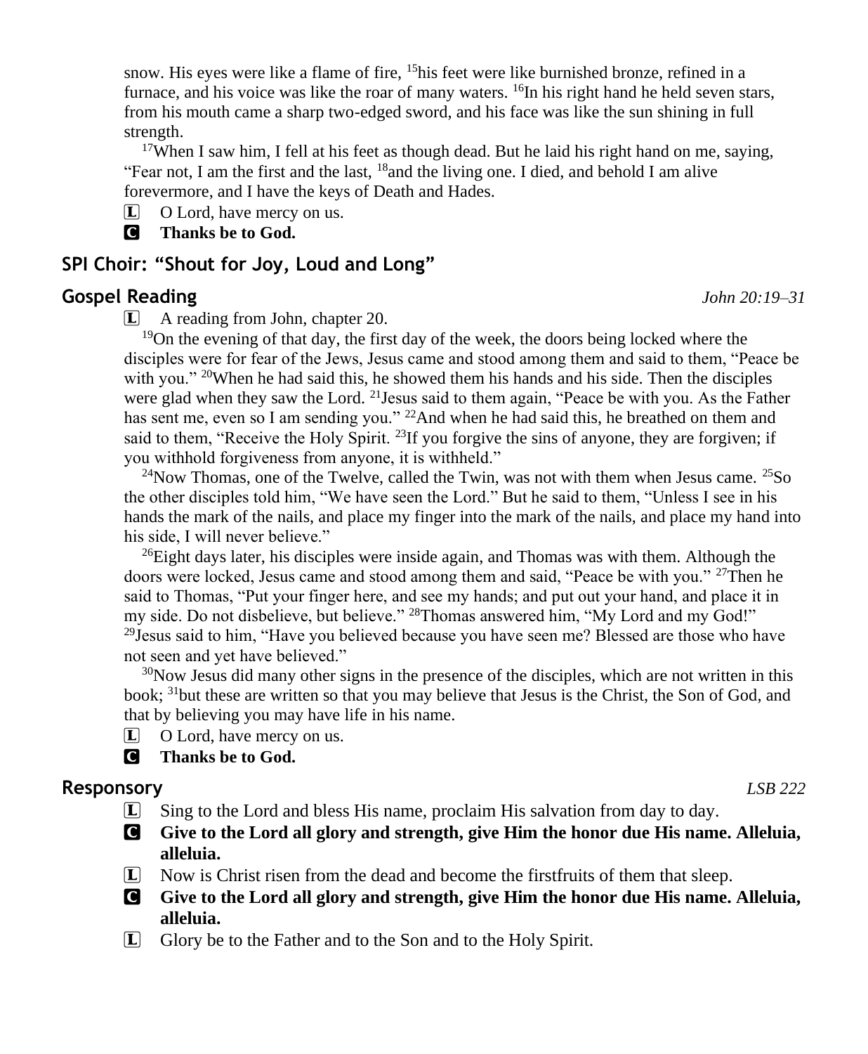snow. His eyes were like a flame of fire, [15]his feet were like burnished bronze, refined in a furnace, and his voice was like the roar of many waters. [16]In his right hand he held seven stars, from his mouth came a sharp two-edged sword, and his face was like the sun shining in full strength.

[17]When I saw him, I fell at his feet as though dead. But he laid his right hand on me, saying, "Fear not, I am the first and the last, [18]and the living one. I died, and behold I am alive forevermore, and I have the keys of Death and Hades.

L O Lord, have mercy on us.

C **Thanks be to God.**

## SPI Choir: "Shout for Joy, Loud and Long"

## Gospel Reading

*John 20:19–31*

L A reading from John, chapter 20.

[19]On the evening of that day, the first day of the week, the doors being locked where the disciples were for fear of the Jews, Jesus came and stood among them and said to them, "Peace be with you." [20]When he had said this, he showed them his hands and his side. Then the disciples were glad when they saw the Lord. [21]Jesus said to them again, "Peace be with you. As the Father has sent me, even so I am sending you." [22]And when he had said this, he breathed on them and said to them, "Receive the Holy Spirit. [23]If you forgive the sins of anyone, they are forgiven; if you withhold forgiveness from anyone, it is withheld."

[24]Now Thomas, one of the Twelve, called the Twin, was not with them when Jesus came. [25]So the other disciples told him, "We have seen the Lord." But he said to them, "Unless I see in his hands the mark of the nails, and place my finger into the mark of the nails, and place my hand into his side, I will never believe."

[26]Eight days later, his disciples were inside again, and Thomas was with them. Although the doors were locked, Jesus came and stood among them and said, "Peace be with you." [27]Then he said to Thomas, "Put your finger here, and see my hands; and put out your hand, and place it in my side. Do not disbelieve, but believe." [28]Thomas answered him, "My Lord and my God!" [29]Jesus said to him, "Have you believed because you have seen me? Blessed are those who have not seen and yet have believed."

[30]Now Jesus did many other signs in the presence of the disciples, which are not written in this book; [31]but these are written so that you may believe that Jesus is the Christ, the Son of God, and that by believing you may have life in his name.

L O Lord, have mercy on us.

C **Thanks be to God.**

## Responsory

*LSB 222*

L Sing to the Lord and bless His name, proclaim His salvation from day to day.

C **Give to the Lord all glory and strength, give Him the honor due His name. Alleluia, alleluia.**

L Now is Christ risen from the dead and become the firstfruits of them that sleep.

C **Give to the Lord all glory and strength, give Him the honor due His name. Alleluia, alleluia.**

L Glory be to the Father and to the Son and to the Holy Spirit.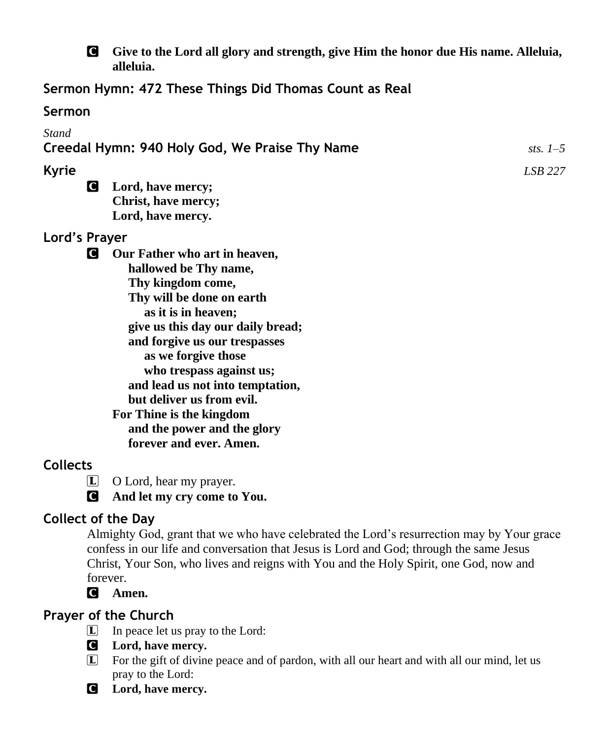**C** **Give to the Lord all glory and strength, give Him the honor due His name. Alleluia, alleluia.**

## Sermon Hymn: 472 These Things Did Thomas Count as Real

## Sermon

*Stand*

## Creedal Hymn: 940 Holy God, We Praise Thy Name *sts. 1–5*

## Kyrie *LSB 227*

**C** **Lord, have mercy;**
**Christ, have mercy;**
**Lord, have mercy.**

## Lord's Prayer

**C** **Our Father who art in heaven,**
**hallowed be Thy name,**
**Thy kingdom come,**
**Thy will be done on earth**
**as it is in heaven;**
**give us this day our daily bread;**
**and forgive us our trespasses**
**as we forgive those**
**who trespass against us;**
**and lead us not into temptation,**
**but deliver us from evil.**
**For Thine is the kingdom**
**and the power and the glory**
**forever and ever. Amen.**

## Collects

**L** O Lord, hear my prayer.

**C** **And let my cry come to You.**

## Collect of the Day

Almighty God, grant that we who have celebrated the Lord's resurrection may by Your grace confess in our life and conversation that Jesus is Lord and God; through the same Jesus Christ, Your Son, who lives and reigns with You and the Holy Spirit, one God, now and forever.

**C** **Amen.**

## Prayer of the Church

**L** In peace let us pray to the Lord:

**C** **Lord, have mercy.**

**L** For the gift of divine peace and of pardon, with all our heart and with all our mind, let us pray to the Lord:

**C** **Lord, have mercy.**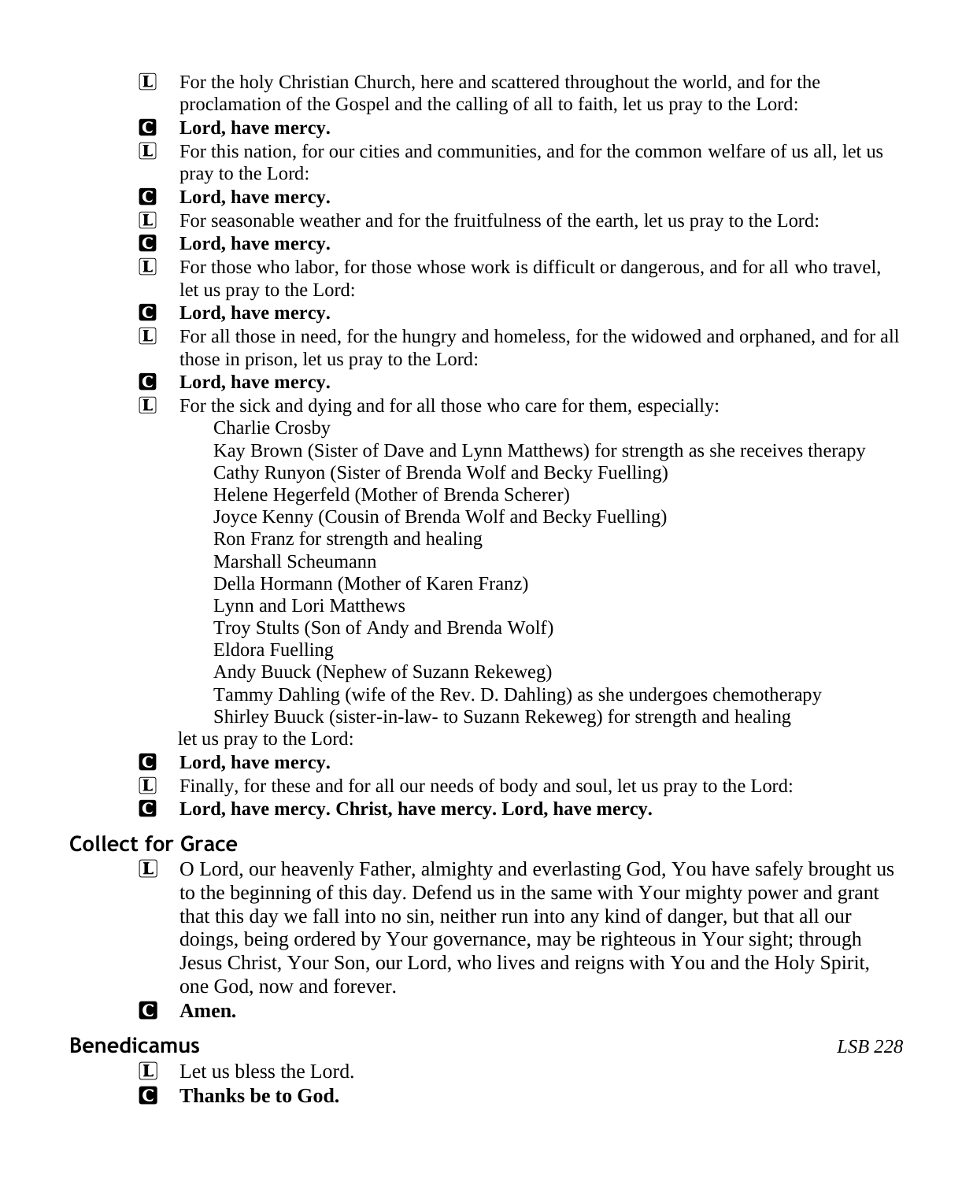L For the holy Christian Church, here and scattered throughout the world, and for the proclamation of the Gospel and the calling of all to faith, let us pray to the Lord:

C **Lord, have mercy.**

L For this nation, for our cities and communities, and for the common welfare of us all, let us pray to the Lord:

C **Lord, have mercy.**

L For seasonable weather and for the fruitfulness of the earth, let us pray to the Lord:

C **Lord, have mercy.**

L For those who labor, for those whose work is difficult or dangerous, and for all who travel, let us pray to the Lord:

C **Lord, have mercy.**

L For all those in need, for the hungry and homeless, for the widowed and orphaned, and for all those in prison, let us pray to the Lord:

C **Lord, have mercy.**

L For the sick and dying and for all those who care for them, especially:

Charlie Crosby
Kay Brown (Sister of Dave and Lynn Matthews) for strength as she receives therapy
Cathy Runyon (Sister of Brenda Wolf and Becky Fuelling)
Helene Hegerfeld (Mother of Brenda Scherer)
Joyce Kenny (Cousin of Brenda Wolf and Becky Fuelling)
Ron Franz for strength and healing
Marshall Scheumann
Della Hormann (Mother of Karen Franz)
Lynn and Lori Matthews
Troy Stults (Son of Andy and Brenda Wolf)
Eldora Fuelling
Andy Buuck (Nephew of Suzann Rekeweg)
Tammy Dahling (wife of the Rev. D. Dahling) as she undergoes chemotherapy
Shirley Buuck (sister-in-law- to Suzann Rekeweg) for strength and healing

let us pray to the Lord:

C **Lord, have mercy.**

L Finally, for these and for all our needs of body and soul, let us pray to the Lord:

C **Lord, have mercy. Christ, have mercy. Lord, have mercy.**

## Collect for Grace

L O Lord, our heavenly Father, almighty and everlasting God, You have safely brought us to the beginning of this day. Defend us in the same with Your mighty power and grant that this day we fall into no sin, neither run into any kind of danger, but that all our doings, being ordered by Your governance, may be righteous in Your sight; through Jesus Christ, Your Son, our Lord, who lives and reigns with You and the Holy Spirit, one God, now and forever.

C **Amen.**

## Benedicamus *LSB 228*

L Let us bless the Lord.

C **Thanks be to God.**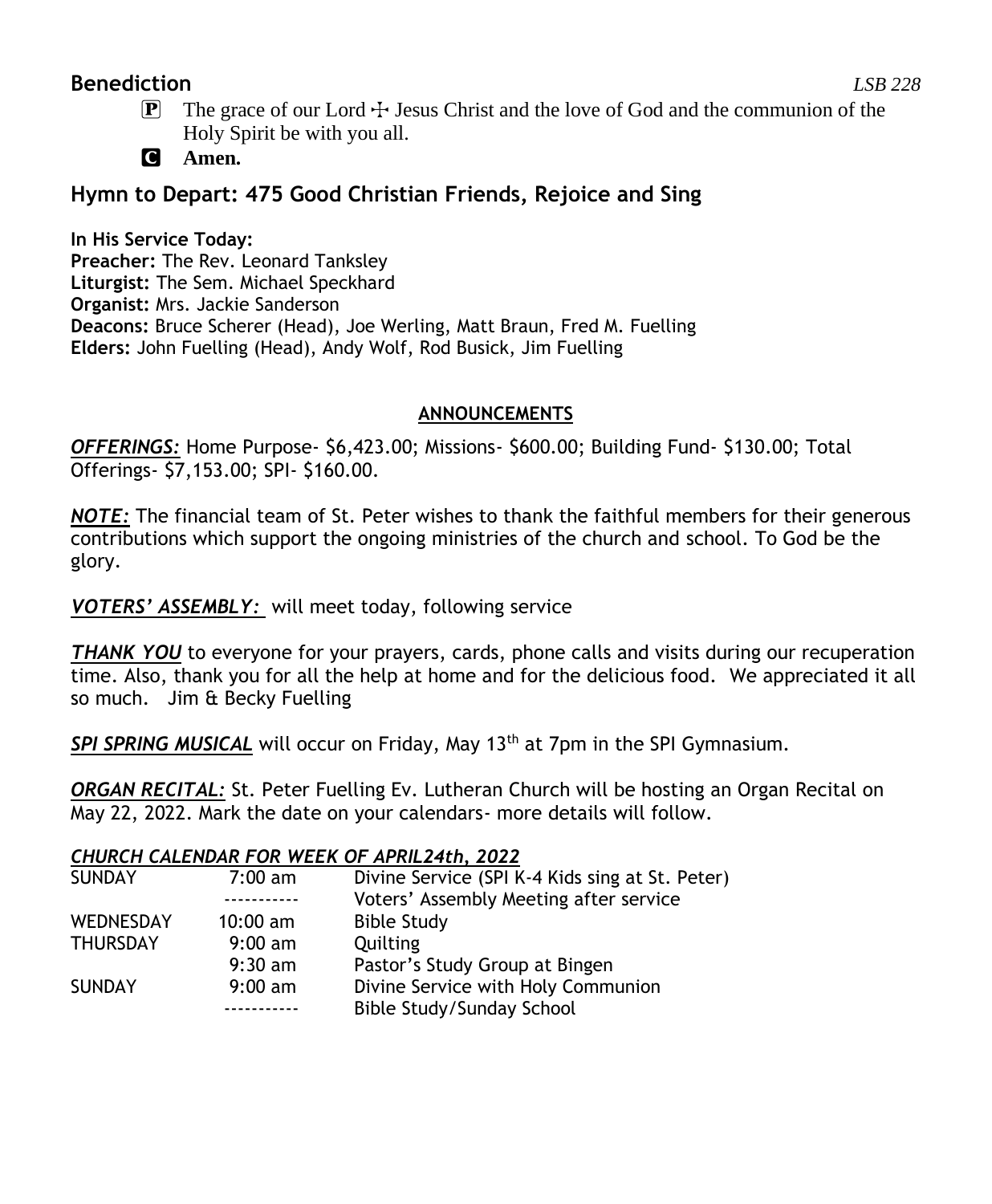## Benediction *LSB 228*

**P** The grace of our Lord ☩ Jesus Christ and the love of God and the communion of the Holy Spirit be with you all.

**C** **Amen.**

## Hymn to Depart: 475 Good Christian Friends, Rejoice and Sing

**In His Service Today:**
**Preacher:** The Rev. Leonard Tanksley
**Liturgist:** The Sem. Michael Speckhard
**Organist:** Mrs. Jackie Sanderson
**Deacons:** Bruce Scherer (Head), Joe Werling, Matt Braun, Fred M. Fuelling
**Elders:** John Fuelling (Head), Andy Wolf, Rod Busick, Jim Fuelling

**ANNOUNCEMENTS**

***OFFERINGS:*** Home Purpose- $6,423.00; Missions- $600.00; Building Fund- $130.00; Total Offerings- $7,153.00; SPI- $160.00.

***NOTE:*** The financial team of St. Peter wishes to thank the faithful members for their generous contributions which support the ongoing ministries of the church and school. To God be the glory.

***VOTERS' ASSEMBLY:*** will meet today, following service

***THANK YOU*** to everyone for your prayers, cards, phone calls and visits during our recuperation time. Also, thank you for all the help at home and for the delicious food. We appreciated it all so much. Jim & Becky Fuelling

***SPI SPRING MUSICAL*** will occur on Friday, May 13th at 7pm in the SPI Gymnasium.

***ORGAN RECITAL:*** St. Peter Fuelling Ev. Lutheran Church will be hosting an Organ Recital on May 22, 2022. Mark the date on your calendars- more details will follow.

***CHURCH CALENDAR FOR WEEK OF APRIL24th, 2022***

| | | |
|---|---|---|
| SUNDAY | 7:00 am | Divine Service (SPI K-4 Kids sing at St. Peter) |
| | ----------- | Voters' Assembly Meeting after service |
| WEDNESDAY | 10:00 am | Bible Study |
| THURSDAY | 9:00 am | Quilting |
| | 9:30 am | Pastor's Study Group at Bingen |
| SUNDAY | 9:00 am | Divine Service with Holy Communion |
| | ----------- | Bible Study/Sunday School |